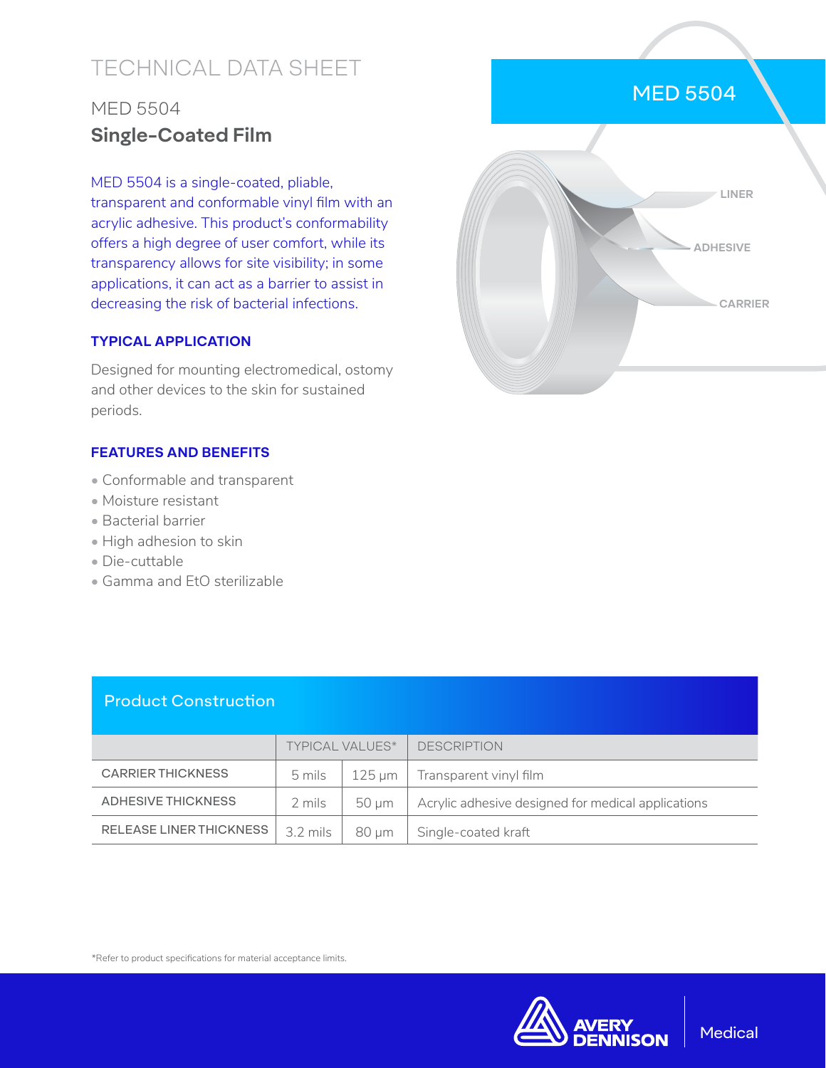# TECHNICAL DATA SHEET

## MED 5504

## Single-Coated Film

MED 5504 is a single-coated, pliable, transparent and conformable vinyl film with an acrylic adhesive. This product's conformability offers a high degree of user comfort, while its transparency allows for site visibility; in some applications, it can act as a barrier to assist in decreasing the risk of bacterial infections.

### TYPICAL APPLICATION

Designed for mounting electromedical, ostomy and other devices to the skin for sustained periods.

### FEATURES AND BENEFITS

- Conformable and transparent
- Moisture resistant
- Bacterial barrier
- High adhesion to skin
- Die-cuttable
- Gamma and EtO sterilizable

MED 5504

LINER

ADHESIVE

CARRIER

### Product Construction

| | TYPICAL VALUES* | | DESCRIPTION |
|---|---|---|---|
| CARRIER THICKNESS | 5 mils | 125 µm | Transparent vinyl film |
| ADHESIVE THICKNESS | 2 mils | 50 µm | Acrylic adhesive designed for medical applications |
| RELEASE LINER THICKNESS | 3.2 mils | 80 µm | Single-coated kraft |

*Refer to product specifications for material acceptance limits.

AVERY DENNISON | Medical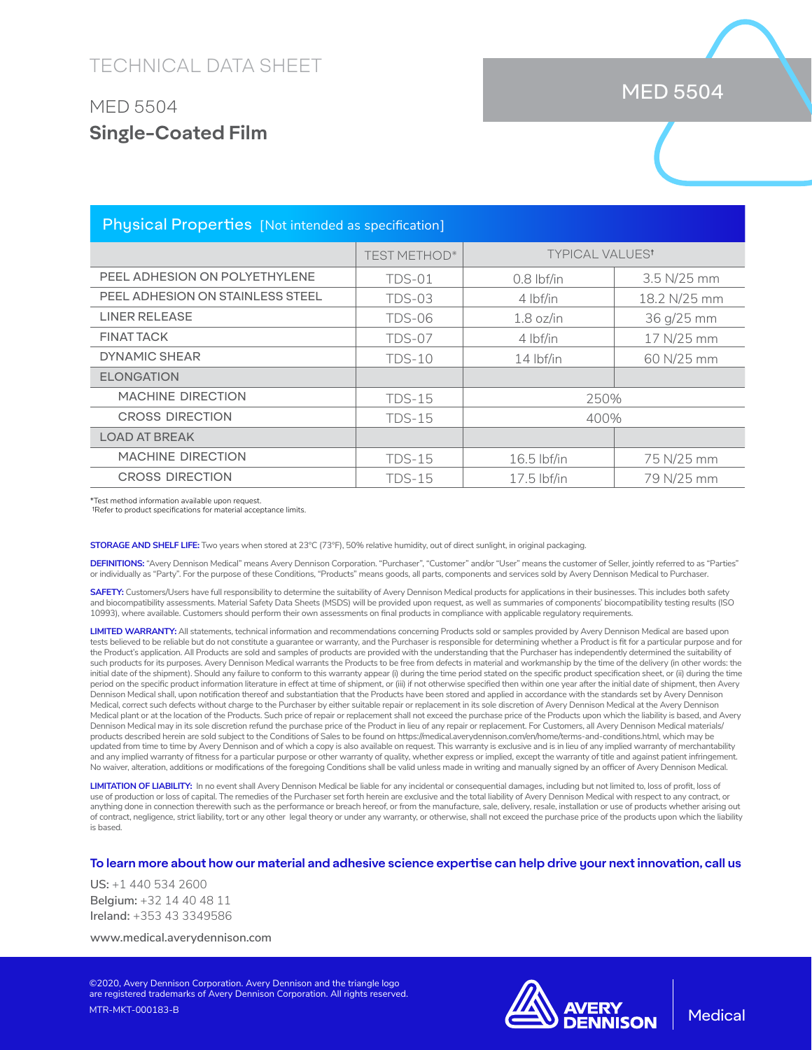# TECHNICAL DATA SHEET

MED 5504

## Single-Coated Film

MED 5504

## Physical Properties [Not intended as specification]

| | TEST METHOD* | TYPICAL VALUES† | |
|---|---|---|---|
| PEEL ADHESION ON POLYETHYLENE | TDS-01 | 0.8 lbf/in | 3.5 N/25 mm |
| PEEL ADHESION ON STAINLESS STEEL | TDS-03 | 4 lbf/in | 18.2 N/25 mm |
| LINER RELEASE | TDS-06 | 1.8 oz/in | 36 g/25 mm |
| FINAT TACK | TDS-07 | 4 lbf/in | 17 N/25 mm |
| DYNAMIC SHEAR | TDS-10 | 14 lbf/in | 60 N/25 mm |
| ELONGATION | | | |
| MACHINE DIRECTION | TDS-15 | 250% | |
| CROSS DIRECTION | TDS-15 | 400% | |
| LOAD AT BREAK | | | |
| MACHINE DIRECTION | TDS-15 | 16.5 lbf/in | 75 N/25 mm |
| CROSS DIRECTION | TDS-15 | 17.5 lbf/in | 79 N/25 mm |

*Test method information available upon request.
†Refer to product specifications for material acceptance limits.

**STORAGE AND SHELF LIFE:** Two years when stored at 23°C (73°F), 50% relative humidity, out of direct sunlight, in original packaging.

**DEFINITIONS:** "Avery Dennison Medical" means Avery Dennison Corporation. "Purchaser", "Customer" and/or "User" means the customer of Seller, jointly referred to as "Parties" or individually as "Party". For the purpose of these Conditions, "Products" means goods, all parts, components and services sold by Avery Dennison Medical to Purchaser.

**SAFETY:** Customers/Users have full responsibility to determine the suitability of Avery Dennison Medical products for applications in their businesses. This includes both safety and biocompatibility assessments. Material Safety Data Sheets (MSDS) will be provided upon request, as well as summaries of components' biocompatibility testing results (ISO 10993), where available. Customers should perform their own assessments on final products in compliance with applicable regulatory requirements.

**LIMITED WARRANTY:** All statements, technical information and recommendations concerning Products sold or samples provided by Avery Dennison Medical are based upon tests believed to be reliable but do not constitute a guarantee or warranty, and the Purchaser is responsible for determining whether a Product is fit for a particular purpose and for the Product's application. All Products are sold and samples of products are provided with the understanding that the Purchaser has independently determined the suitability of such products for its purposes. Avery Dennison Medical warrants the Products to be free from defects in material and workmanship by the time of the delivery (in other words: the initial date of the shipment). Should any failure to conform to this warranty appear (i) during the time period stated on the specific product specification sheet, or (ii) during the time period on the specific product information literature in effect at time of shipment, or (iii) if not otherwise specified then within one year after the initial date of shipment, then Avery Dennison Medical shall, upon notification thereof and substantiation that the Products have been stored and applied in accordance with the standards set by Avery Dennison Medical, correct such defects without charge to the Purchaser by either suitable repair or replacement in its sole discretion of Avery Dennison Medical at the Avery Dennison Medical plant or at the location of the Products. Such price of repair or replacement shall not exceed the purchase price of the Products upon which the liability is based, and Avery Dennison Medical may in its sole discretion refund the purchase price of the Product in lieu of any repair or replacement. For Customers, all Avery Dennison Medical materials/ products described herein are sold subject to the Conditions of Sales to be found on https://medical.averydennison.com/en/home/terms-and-conditions.html, which may be updated from time to time by Avery Dennison and of which a copy is also available on request. This warranty is exclusive and is in lieu of any implied warranty of merchantability and any implied warranty of fitness for a particular purpose or other warranty of quality, whether express or implied, except the warranty of title and against patient infringement. No waiver, alteration, additions or modifications of the foregoing Conditions shall be valid unless made in writing and manually signed by an officer of Avery Dennison Medical.

**LIMITATION OF LIABILITY:** In no event shall Avery Dennison Medical be liable for any incidental or consequential damages, including but not limited to, loss of profit, loss of use of production or loss of capital. The remedies of the Purchaser set forth herein are exclusive and the total liability of Avery Dennison Medical with respect to any contract, or anything done in connection therewith such as the performance or breach hereof, or from the manufacture, sale, delivery, resale, installation or use of products whether arising out of contract, negligence, strict liability, tort or any other legal theory or under any warranty, or otherwise, shall not exceed the purchase price of the products upon which the liability is based.

**To learn more about how our material and adhesive science expertise can help drive your next innovation, call us**

US: +1 440 534 2600
Belgium: +32 14 40 48 11
Ireland: +353 43 3349586

www.medical.averydennison.com

©2020, Avery Dennison Corporation. Avery Dennison and the triangle logo are registered trademarks of Avery Dennison Corporation. All rights reserved.

MTR-MKT-000183-B

AVERY DENNISON Medical